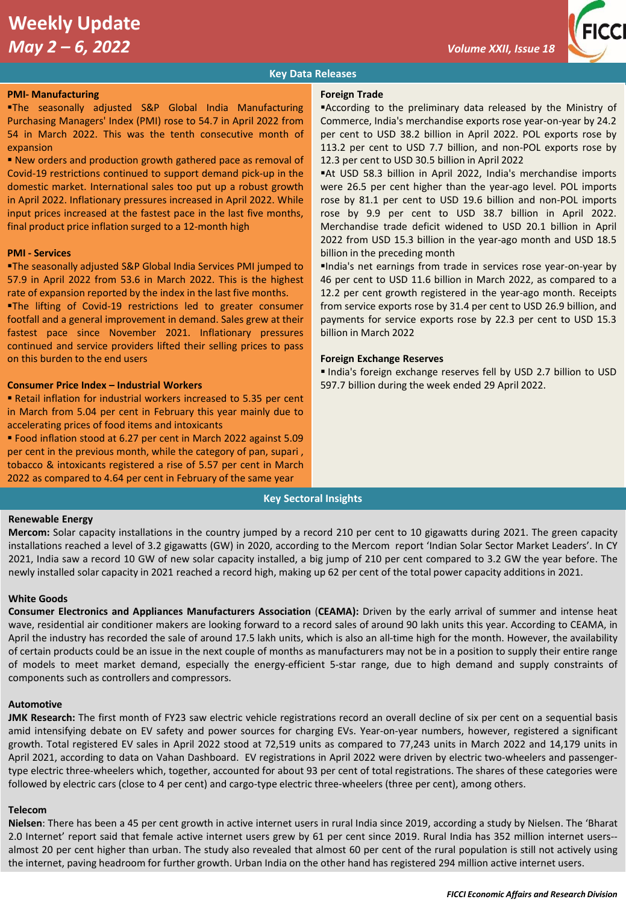# Weekly Update

*May 2 – 6, 2022*

*Volume XXII, Issue 18*

## Key Data Releases

**PMI- Manufacturing**

- The seasonally adjusted S&P Global India Manufacturing Purchasing Managers' Index (PMI) rose to 54.7 in April 2022 from 54 in March 2022. This was the tenth consecutive month of expansion
- New orders and production growth gathered pace as removal of Covid-19 restrictions continued to support demand pick-up in the domestic market. International sales too put up a robust growth in April 2022. Inflationary pressures increased in April 2022. While input prices increased at the fastest pace in the last five months, final product price inflation surged to a 12-month high

**PMI - Services**

- The seasonally adjusted S&P Global India Services PMI jumped to 57.9 in April 2022 from 53.6 in March 2022. This is the highest rate of expansion reported by the index in the last five months.
- The lifting of Covid-19 restrictions led to greater consumer footfall and a general improvement in demand. Sales grew at their fastest pace since November 2021. Inflationary pressures continued and service providers lifted their selling prices to pass on this burden to the end users

**Consumer Price Index – Industrial Workers**

- Retail inflation for industrial workers increased to 5.35 per cent in March from 5.04 per cent in February this year mainly due to accelerating prices of food items and intoxicants
- Food inflation stood at 6.27 per cent in March 2022 against 5.09 per cent in the previous month, while the category of pan, supari , tobacco & intoxicants registered a rise of 5.57 per cent in March 2022 as compared to 4.64 per cent in February of the same year

**Foreign Trade**

- According to the preliminary data released by the Ministry of Commerce, India's merchandise exports rose year-on-year by 24.2 per cent to USD 38.2 billion in April 2022. POL exports rose by 113.2 per cent to USD 7.7 billion, and non-POL exports rose by 12.3 per cent to USD 30.5 billion in April 2022
- At USD 58.3 billion in April 2022, India's merchandise imports were 26.5 per cent higher than the year-ago level. POL imports rose by 81.1 per cent to USD 19.6 billion and non-POL imports rose by 9.9 per cent to USD 38.7 billion in April 2022. Merchandise trade deficit widened to USD 20.1 billion in April 2022 from USD 15.3 billion in the year-ago month and USD 18.5 billion in the preceding month
- India's net earnings from trade in services rose year-on-year by 46 per cent to USD 11.6 billion in March 2022, as compared to a 12.2 per cent growth registered in the year-ago month. Receipts from service exports rose by 31.4 per cent to USD 26.9 billion, and payments for service exports rose by 22.3 per cent to USD 15.3 billion in March 2022

**Foreign Exchange Reserves**

- India's foreign exchange reserves fell by USD 2.7 billion to USD 597.7 billion during the week ended 29 April 2022.

## Key Sectoral Insights

**Renewable Energy**

**Mercom:** Solar capacity installations in the country jumped by a record 210 per cent to 10 gigawatts during 2021. The green capacity installations reached a level of 3.2 gigawatts (GW) in 2020, according to the Mercom report 'Indian Solar Sector Market Leaders'. In CY 2021, India saw a record 10 GW of new solar capacity installed, a big jump of 210 per cent compared to 3.2 GW the year before. The newly installed solar capacity in 2021 reached a record high, making up 62 per cent of the total power capacity additions in 2021.

**White Goods**

**Consumer Electronics and Appliances Manufacturers Association (CEAMA):** Driven by the early arrival of summer and intense heat wave, residential air conditioner makers are looking forward to a record sales of around 90 lakh units this year. According to CEAMA, in April the industry has recorded the sale of around 17.5 lakh units, which is also an all-time high for the month. However, the availability of certain products could be an issue in the next couple of months as manufacturers may not be in a position to supply their entire range of models to meet market demand, especially the energy-efficient 5-star range, due to high demand and supply constraints of components such as controllers and compressors.

**Automotive**

**JMK Research:** The first month of FY23 saw electric vehicle registrations record an overall decline of six per cent on a sequential basis amid intensifying debate on EV safety and power sources for charging EVs. Year-on-year numbers, however, registered a significant growth. Total registered EV sales in April 2022 stood at 72,519 units as compared to 77,243 units in March 2022 and 14,179 units in April 2021, according to data on Vahan Dashboard. EV registrations in April 2022 were driven by electric two-wheelers and passenger-type electric three-wheelers which, together, accounted for about 93 per cent of total registrations. The shares of these categories were followed by electric cars (close to 4 per cent) and cargo-type electric three-wheelers (three per cent), among others.

**Telecom**

**Nielsen**: There has been a 45 per cent growth in active internet users in rural India since 2019, according a study by Nielsen. The 'Bharat 2.0 Internet' report said that female active internet users grew by 61 per cent since 2019. Rural India has 352 million internet users--almost 20 per cent higher than urban. The study also revealed that almost 60 per cent of the rural population is still not actively using the internet, paving headroom for further growth. Urban India on the other hand has registered 294 million active internet users.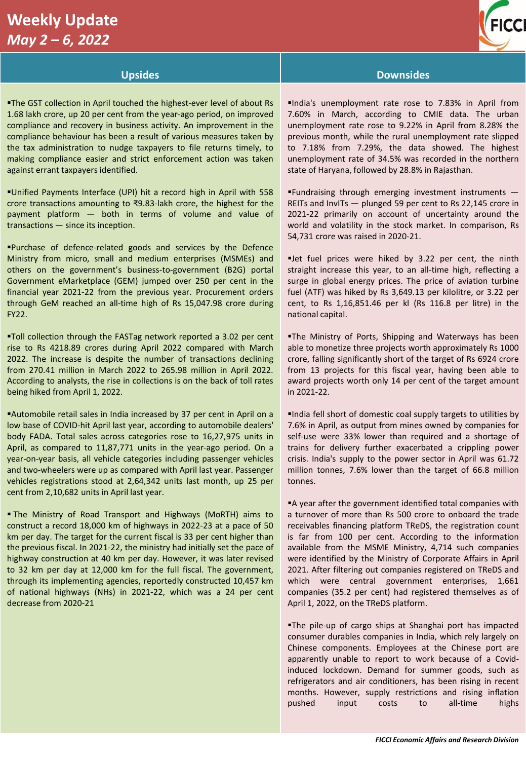# Weekly Update

## *May 2 – 6, 2022*

## Upsides

- The GST collection in April touched the highest-ever level of about Rs 1.68 lakh crore, up 20 per cent from the year-ago period, on improved compliance and recovery in business activity. An improvement in the compliance behaviour has been a result of various measures taken by the tax administration to nudge taxpayers to file returns timely, to making compliance easier and strict enforcement action was taken against errant taxpayers identified.

- Unified Payments Interface (UPI) hit a record high in April with 558 crore transactions amounting to ₹9.83-lakh crore, the highest for the payment platform — both in terms of volume and value of transactions — since its inception.

- Purchase of defence-related goods and services by the Defence Ministry from micro, small and medium enterprises (MSMEs) and others on the government's business-to-government (B2G) portal Government eMarketplace (GEM) jumped over 250 per cent in the financial year 2021-22 from the previous year. Procurement orders through GeM reached an all-time high of Rs 15,047.98 crore during FY22.

- Toll collection through the FASTag network reported a 3.02 per cent rise to Rs 4218.89 crores during April 2022 compared with March 2022. The increase is despite the number of transactions declining from 270.41 million in March 2022 to 265.98 million in April 2022. According to analysts, the rise in collections is on the back of toll rates being hiked from April 1, 2022.

- Automobile retail sales in India increased by 37 per cent in April on a low base of COVID-hit April last year, according to automobile dealers' body FADA. Total sales across categories rose to 16,27,975 units in April, as compared to 11,87,771 units in the year-ago period. On a year-on-year basis, all vehicle categories including passenger vehicles and two-wheelers were up as compared with April last year. Passenger vehicles registrations stood at 2,64,342 units last month, up 25 per cent from 2,10,682 units in April last year.

- The Ministry of Road Transport and Highways (MoRTH) aims to construct a record 18,000 km of highways in 2022-23 at a pace of 50 km per day. The target for the current fiscal is 33 per cent higher than the previous fiscal. In 2021-22, the ministry had initially set the pace of highway construction at 40 km per day. However, it was later revised to 32 km per day at 12,000 km for the full fiscal. The government, through its implementing agencies, reportedly constructed 10,457 km of national highways (NHs) in 2021-22, which was a 24 per cent decrease from 2020-21

## Downsides

- India's unemployment rate rose to 7.83% in April from 7.60% in March, according to CMIE data. The urban unemployment rate rose to 9.22% in April from 8.28% the previous month, while the rural unemployment rate slipped to 7.18% from 7.29%, the data showed. The highest unemployment rate of 34.5% was recorded in the northern state of Haryana, followed by 28.8% in Rajasthan.

- Fundraising through emerging investment instruments — REITs and InvITs — plunged 59 per cent to Rs 22,145 crore in 2021-22 primarily on account of uncertainty around the world and volatility in the stock market. In comparison, Rs 54,731 crore was raised in 2020-21.

- Jet fuel prices were hiked by 3.22 per cent, the ninth straight increase this year, to an all-time high, reflecting a surge in global energy prices. The price of aviation turbine fuel (ATF) was hiked by Rs 3,649.13 per kilolitre, or 3.22 per cent, to Rs 1,16,851.46 per kl (Rs 116.8 per litre) in the national capital.

- The Ministry of Ports, Shipping and Waterways has been able to monetize three projects worth approximately Rs 1000 crore, falling significantly short of the target of Rs 6924 crore from 13 projects for this fiscal year, having been able to award projects worth only 14 per cent of the target amount in 2021-22.

- India fell short of domestic coal supply targets to utilities by 7.6% in April, as output from mines owned by companies for self-use were 33% lower than required and a shortage of trains for delivery further exacerbated a crippling power crisis. India's supply to the power sector in April was 61.72 million tonnes, 7.6% lower than the target of 66.8 million tonnes.

- A year after the government identified total companies with a turnover of more than Rs 500 crore to onboard the trade receivables financing platform TReDS, the registration count is far from 100 per cent. According to the information available from the MSME Ministry, 4,714 such companies were identified by the Ministry of Corporate Affairs in April 2021. After filtering out companies registered on TReDS and which were central government enterprises, 1,661 companies (35.2 per cent) had registered themselves as of April 1, 2022, on the TReDS platform.

- The pile-up of cargo ships at Shanghai port has impacted consumer durables companies in India, which rely largely on Chinese components. Employees at the Chinese port are apparently unable to report to work because of a Covid-induced lockdown. Demand for summer goods, such as refrigerators and air conditioners, has been rising in recent months. However, supply restrictions and rising inflation pushed input costs to all-time highs

*FICCI Economic Affairs and Research Division*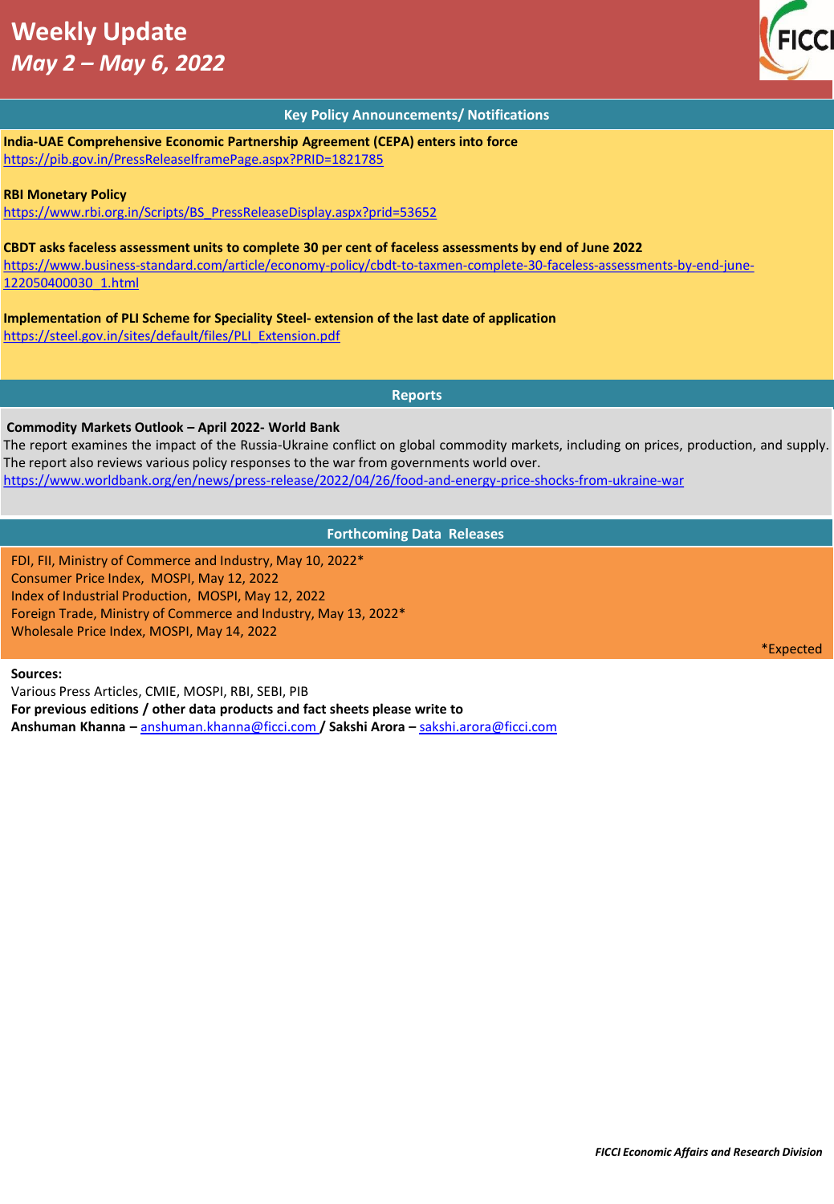# Weekly Update

## *May 2 – May 6, 2022*

## Key Policy Announcements/ Notifications

**India-UAE Comprehensive Economic Partnership Agreement (CEPA) enters into force**
https://pib.gov.in/PressReleaseIframePage.aspx?PRID=1821785

**RBI Monetary Policy**
https://www.rbi.org.in/Scripts/BS_PressReleaseDisplay.aspx?prid=53652

**CBDT asks faceless assessment units to complete 30 per cent of faceless assessments by end of June 2022**
https://www.business-standard.com/article/economy-policy/cbdt-to-taxmen-complete-30-faceless-assessments-by-end-june-122050400030_1.html

**Implementation of PLI Scheme for Speciality Steel- extension of the last date of application**
https://steel.gov.in/sites/default/files/PLI_Extension.pdf

## Reports

**Commodity Markets Outlook – April 2022- World Bank**
The report examines the impact of the Russia-Ukraine conflict on global commodity markets, including on prices, production, and supply. The report also reviews various policy responses to the war from governments world over.
https://www.worldbank.org/en/news/press-release/2022/04/26/food-and-energy-price-shocks-from-ukraine-war

## Forthcoming Data Releases

FDI, FII, Ministry of Commerce and Industry, May 10, 2022*
Consumer Price Index, MOSPI, May 12, 2022
Index of Industrial Production, MOSPI, May 12, 2022
Foreign Trade, Ministry of Commerce and Industry, May 13, 2022*
Wholesale Price Index, MOSPI, May 14, 2022

*Expected

**Sources:**
Various Press Articles, CMIE, MOSPI, RBI, SEBI, PIB
**For previous editions / other data products and fact sheets please write to**
**Anshuman Khanna –** anshuman.khanna@ficci.com **/ Sakshi Arora –** sakshi.arora@ficci.com

*FICCI Economic Affairs and Research Division*